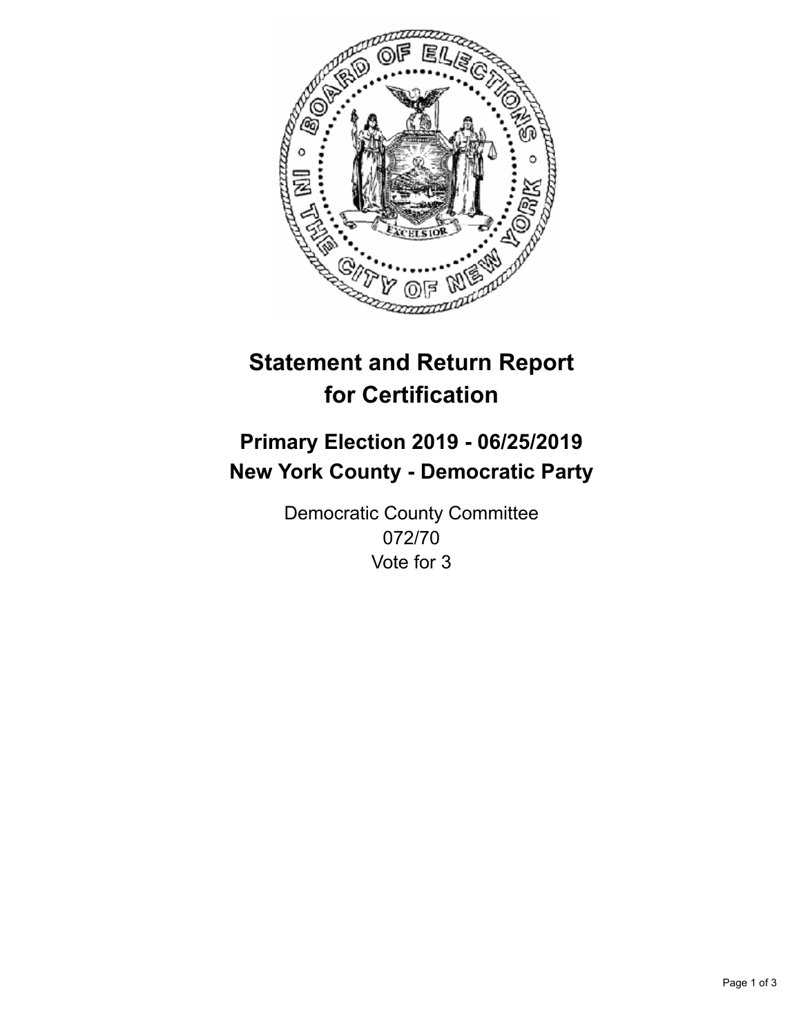# Statement and Return Report for Certification

## Primary Election 2019 - 06/25/2019
## New York County - Democratic Party

Democratic County Committee
072/70
Vote for 3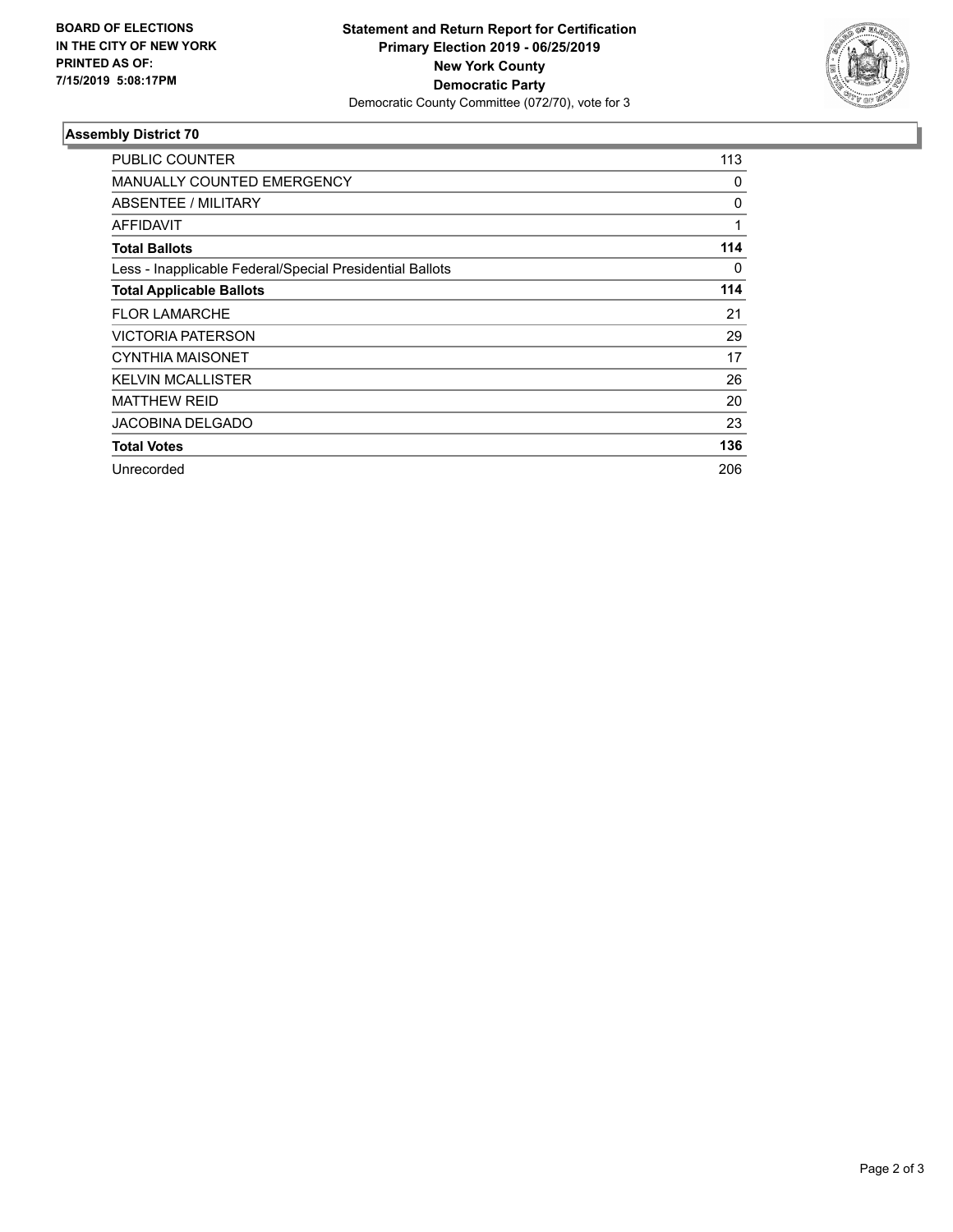**BOARD OF ELECTIONS IN THE CITY OF NEW YORK PRINTED AS OF: 7/15/2019 5:08:17PM**

**Statement and Return Report for Certification**
**Primary Election 2019 - 06/25/2019**
**New York County**
**Democratic Party**
Democratic County Committee (072/70), vote for 3

## Assembly District 70

| | |
|---|---|
| PUBLIC COUNTER | 113 |
| MANUALLY COUNTED EMERGENCY | 0 |
| ABSENTEE / MILITARY | 0 |
| AFFIDAVIT | 1 |
| **Total Ballots** | **114** |
| Less - Inapplicable Federal/Special Presidential Ballots | 0 |
| **Total Applicable Ballots** | **114** |
| FLOR LAMARCHE | 21 |
| VICTORIA PATERSON | 29 |
| CYNTHIA MAISONET | 17 |
| KELVIN MCALLISTER | 26 |
| MATTHEW REID | 20 |
| JACOBINA DELGADO | 23 |
| **Total Votes** | **136** |
| Unrecorded | 206 |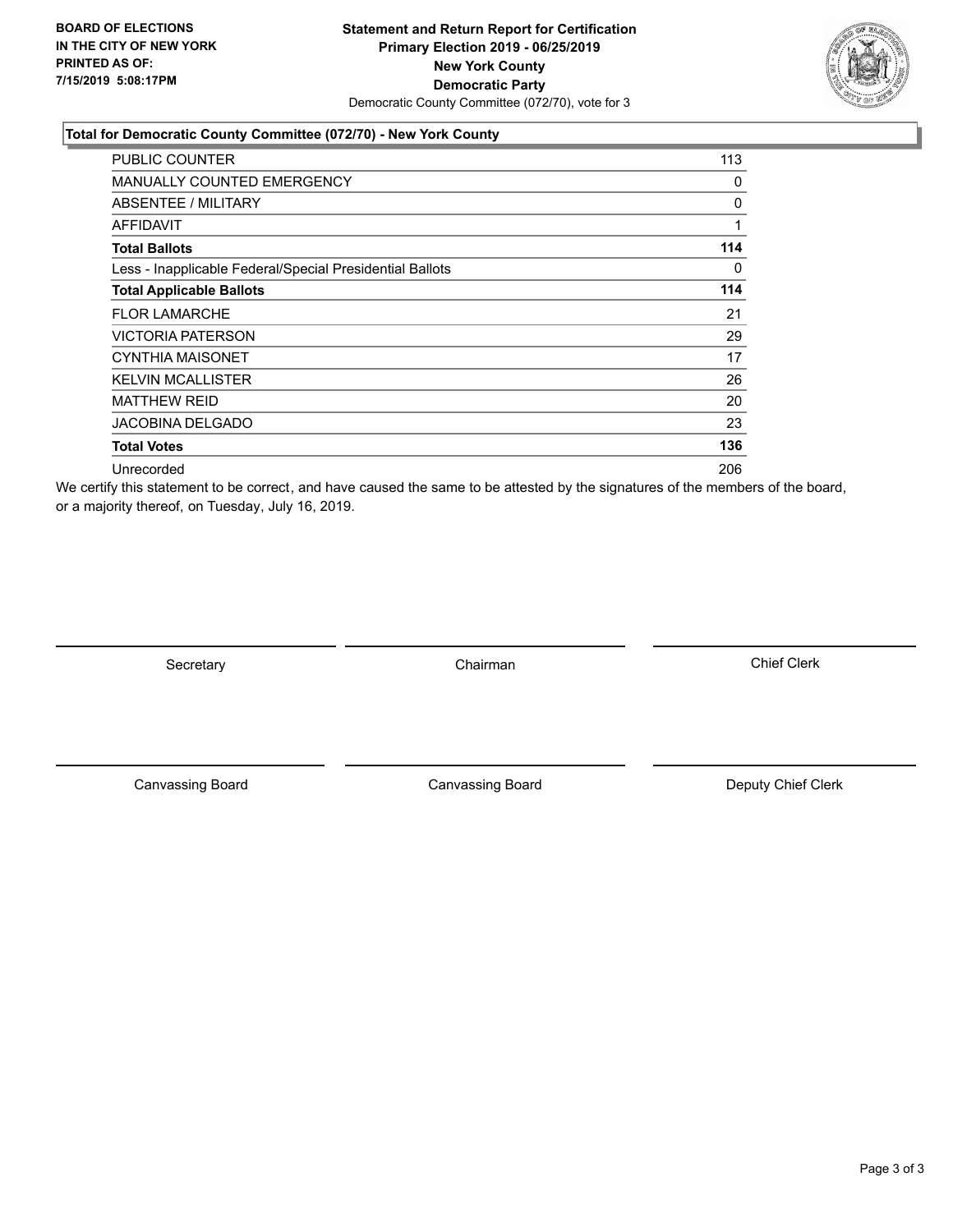**BOARD OF ELECTIONS IN THE CITY OF NEW YORK PRINTED AS OF: 7/15/2019 5:08:17PM**

**Statement and Return Report for Certification Primary Election 2019 - 06/25/2019 New York County Democratic Party**

Democratic County Committee (072/70), vote for 3

**Total for Democratic County Committee (072/70) - New York County**

| | |
|---|---|
| PUBLIC COUNTER | 113 |
| MANUALLY COUNTED EMERGENCY | 0 |
| ABSENTEE / MILITARY | 0 |
| AFFIDAVIT | 1 |
| **Total Ballots** | **114** |
| Less - Inapplicable Federal/Special Presidential Ballots | 0 |
| **Total Applicable Ballots** | **114** |
| FLOR LAMARCHE | 21 |
| VICTORIA PATERSON | 29 |
| CYNTHIA MAISONET | 17 |
| KELVIN MCALLISTER | 26 |
| MATTHEW REID | 20 |
| JACOBINA DELGADO | 23 |
| **Total Votes** | **136** |
| Unrecorded | 206 |

We certify this statement to be correct, and have caused the same to be attested by the signatures of the members of the board, or a majority thereof, on Tuesday, July 16, 2019.

Secretary

Chairman

Chief Clerk

Canvassing Board

Canvassing Board

Deputy Chief Clerk